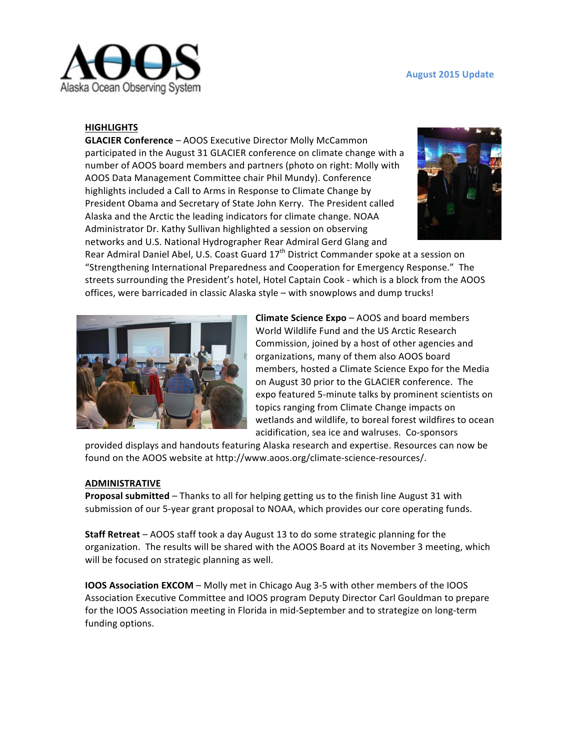AOOS
Alaska Ocean Observing System

**August 2015 Update**

## HIGHLIGHTS

**GLACIER Conference** – AOOS Executive Director Molly McCammon participated in the August 31 GLACIER conference on climate change with a number of AOOS board members and partners (photo on right: Molly with AOOS Data Management Committee chair Phil Mundy). Conference highlights included a Call to Arms in Response to Climate Change by President Obama and Secretary of State John Kerry. The President called Alaska and the Arctic the leading indicators for climate change. NOAA Administrator Dr. Kathy Sullivan highlighted a session on observing networks and U.S. National Hydrographer Rear Admiral Gerd Glang and Rear Admiral Daniel Abel, U.S. Coast Guard 17th District Commander spoke at a session on "Strengthening International Preparedness and Cooperation for Emergency Response." The streets surrounding the President's hotel, Hotel Captain Cook - which is a block from the AOOS offices, were barricaded in classic Alaska style – with snowplows and dump trucks!

**Climate Science Expo** – AOOS and board members World Wildlife Fund and the US Arctic Research Commission, joined by a host of other agencies and organizations, many of them also AOOS board members, hosted a Climate Science Expo for the Media on August 30 prior to the GLACIER conference. The expo featured 5-minute talks by prominent scientists on topics ranging from Climate Change impacts on wetlands and wildlife, to boreal forest wildfires to ocean acidification, sea ice and walruses. Co-sponsors provided displays and handouts featuring Alaska research and expertise. Resources can now be found on the AOOS website at http://www.aoos.org/climate-science-resources/.

## ADMINISTRATIVE

**Proposal submitted** – Thanks to all for helping getting us to the finish line August 31 with submission of our 5-year grant proposal to NOAA, which provides our core operating funds.

**Staff Retreat** – AOOS staff took a day August 13 to do some strategic planning for the organization. The results will be shared with the AOOS Board at its November 3 meeting, which will be focused on strategic planning as well.

**IOOS Association EXCOM** – Molly met in Chicago Aug 3-5 with other members of the IOOS Association Executive Committee and IOOS program Deputy Director Carl Gouldman to prepare for the IOOS Association meeting in Florida in mid-September and to strategize on long-term funding options.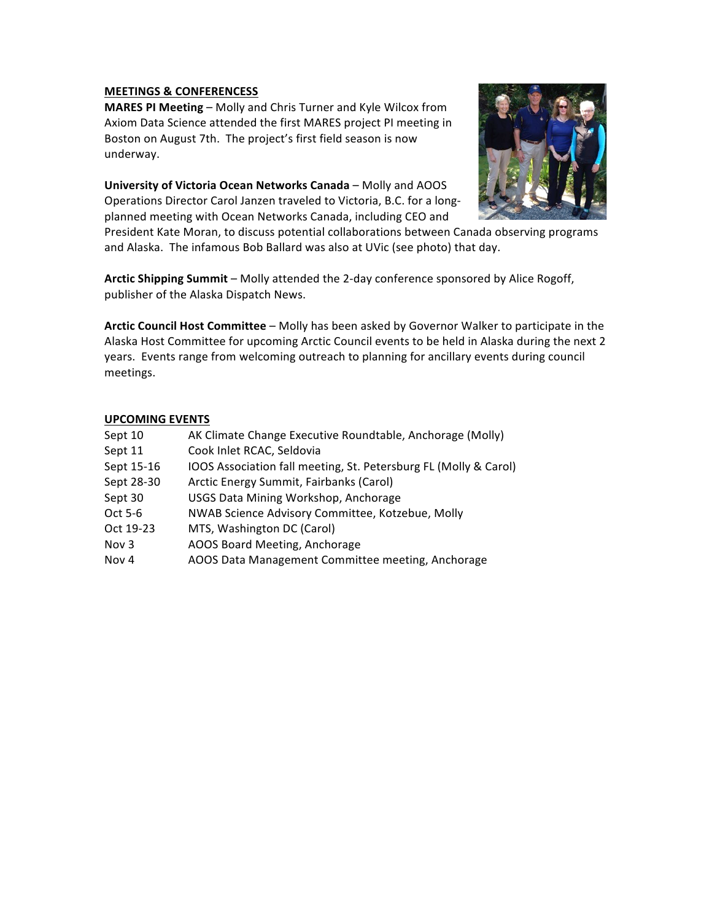**MEETINGS & CONFERENCESS**

**MARES PI Meeting** – Molly and Chris Turner and Kyle Wilcox from Axiom Data Science attended the first MARES project PI meeting in Boston on August 7th. The project's first field season is now underway.

**University of Victoria Ocean Networks Canada** – Molly and AOOS Operations Director Carol Janzen traveled to Victoria, B.C. for a long-planned meeting with Ocean Networks Canada, including CEO and President Kate Moran, to discuss potential collaborations between Canada observing programs and Alaska. The infamous Bob Ballard was also at UVic (see photo) that day.

**Arctic Shipping Summit** – Molly attended the 2-day conference sponsored by Alice Rogoff, publisher of the Alaska Dispatch News.

**Arctic Council Host Committee** – Molly has been asked by Governor Walker to participate in the Alaska Host Committee for upcoming Arctic Council events to be held in Alaska during the next 2 years. Events range from welcoming outreach to planning for ancillary events during council meetings.

**UPCOMING EVENTS**

| | |
|---|---|
| Sept 10 | AK Climate Change Executive Roundtable, Anchorage (Molly) |
| Sept 11 | Cook Inlet RCAC, Seldovia |
| Sept 15-16 | IOOS Association fall meeting, St. Petersburg FL (Molly & Carol) |
| Sept 28-30 | Arctic Energy Summit, Fairbanks (Carol) |
| Sept 30 | USGS Data Mining Workshop, Anchorage |
| Oct 5-6 | NWAB Science Advisory Committee, Kotzebue, Molly |
| Oct 19-23 | MTS, Washington DC (Carol) |
| Nov 3 | AOOS Board Meeting, Anchorage |
| Nov 4 | AOOS Data Management Committee meeting, Anchorage |